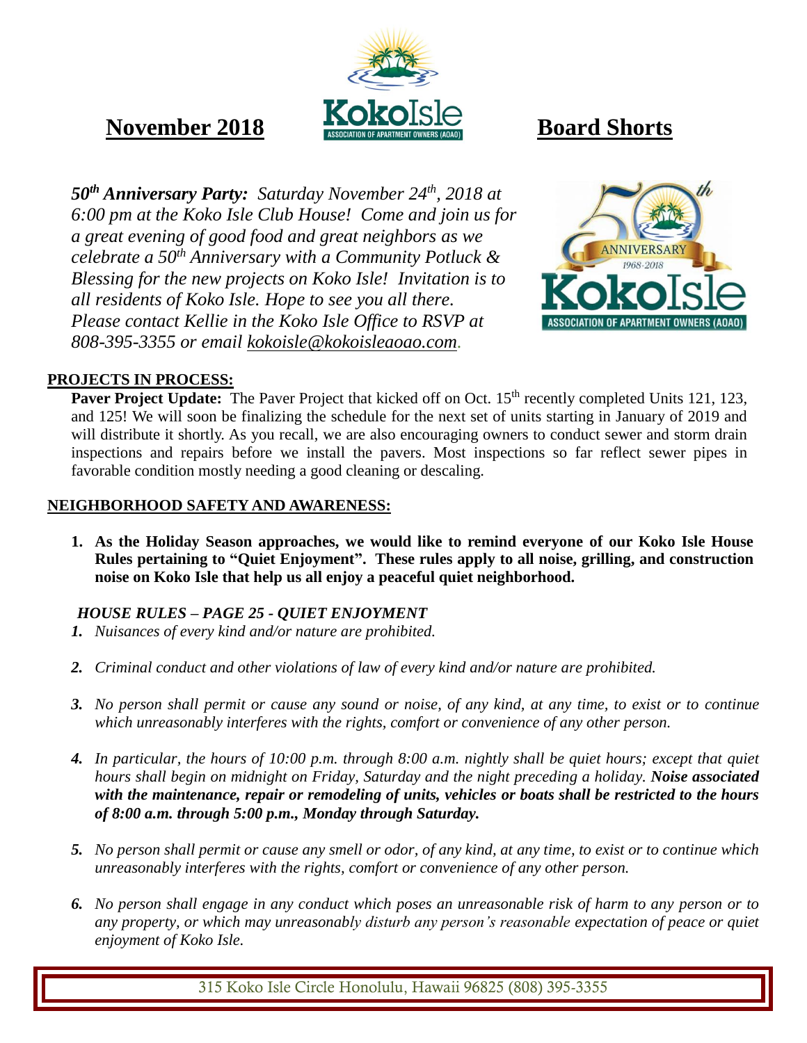# November 2018 Board Shorts

***50th Anniversary Party:** Saturday November 24th, 2018 at 6:00 pm at the Koko Isle Club House! Come and join us for a great evening of good food and great neighbors as we celebrate a 50th Anniversary with a Community Potluck & Blessing for the new projects on Koko Isle! Invitation is to all residents of Koko Isle. Hope to see you all there. Please contact Kellie in the Koko Isle Office to RSVP at 808-395-3355 or email kokoisle@kokoisleaoao.com.*

## PROJECTS IN PROCESS:

**Paver Project Update:** The Paver Project that kicked off on Oct. 15th recently completed Units 121, 123, and 125! We will soon be finalizing the schedule for the next set of units starting in January of 2019 and will distribute it shortly. As you recall, we are also encouraging owners to conduct sewer and storm drain inspections and repairs before we install the pavers. Most inspections so far reflect sewer pipes in favorable condition mostly needing a good cleaning or descaling.

## NEIGHBORHOOD SAFETY AND AWARENESS:

1. **As the Holiday Season approaches, we would like to remind everyone of our Koko Isle House Rules pertaining to "Quiet Enjoyment". These rules apply to all noise, grilling, and construction noise on Koko Isle that help us all enjoy a peaceful quiet neighborhood.**

***HOUSE RULES – PAGE 25 - QUIET ENJOYMENT***

1. *Nuisances of every kind and/or nature are prohibited.*
2. *Criminal conduct and other violations of law of every kind and/or nature are prohibited.*
3. *No person shall permit or cause any sound or noise, of any kind, at any time, to exist or to continue which unreasonably interferes with the rights, comfort or convenience of any other person.*
4. *In particular, the hours of 10:00 p.m. through 8:00 a.m. nightly shall be quiet hours; except that quiet hours shall begin on midnight on Friday, Saturday and the night preceding a holiday.* ***Noise associated with the maintenance, repair or remodeling of units, vehicles or boats shall be restricted to the hours of 8:00 a.m. through 5:00 p.m., Monday through Saturday.***
5. *No person shall permit or cause any smell or odor, of any kind, at any time, to exist or to continue which unreasonably interferes with the rights, comfort or convenience of any other person.*
6. *No person shall engage in any conduct which poses an unreasonable risk of harm to any person or to any property, or which may unreasonably disturb any person's reasonable expectation of peace or quiet enjoyment of Koko Isle.*

315 Koko Isle Circle Honolulu, Hawaii 96825 (808) 395-3355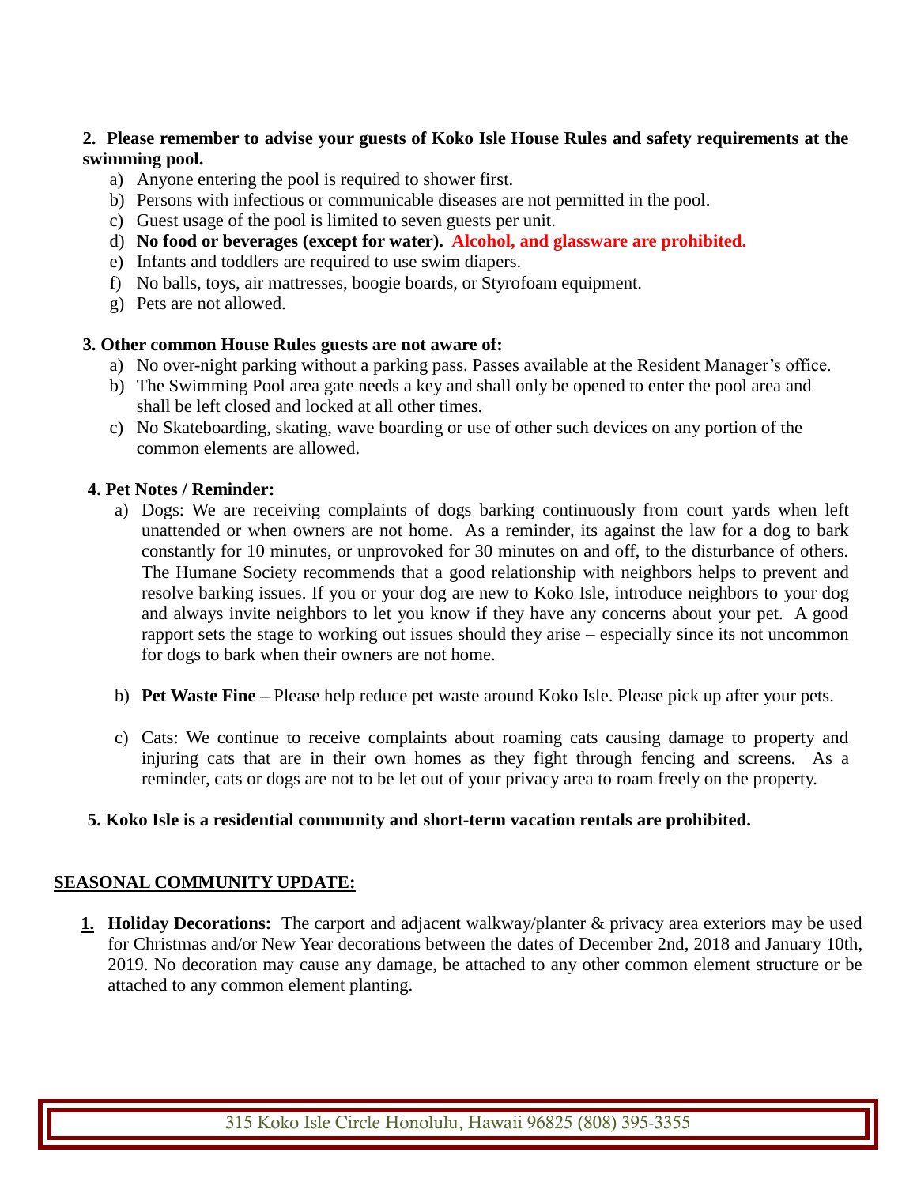**2. Please remember to advise your guests of Koko Isle House Rules and safety requirements at the swimming pool.**

a) Anyone entering the pool is required to shower first.
b) Persons with infectious or communicable diseases are not permitted in the pool.
c) Guest usage of the pool is limited to seven guests per unit.
d) **No food or beverages (except for water). Alcohol, and glassware are prohibited.**
e) Infants and toddlers are required to use swim diapers.
f) No balls, toys, air mattresses, boogie boards, or Styrofoam equipment.
g) Pets are not allowed.

**3. Other common House Rules guests are not aware of:**

a) No over-night parking without a parking pass. Passes available at the Resident Manager's office.
b) The Swimming Pool area gate needs a key and shall only be opened to enter the pool area and shall be left closed and locked at all other times.
c) No Skateboarding, skating, wave boarding or use of other such devices on any portion of the common elements are allowed.

**4. Pet Notes / Reminder:**

a) Dogs: We are receiving complaints of dogs barking continuously from court yards when left unattended or when owners are not home. As a reminder, its against the law for a dog to bark constantly for 10 minutes, or unprovoked for 30 minutes on and off, to the disturbance of others. The Humane Society recommends that a good relationship with neighbors helps to prevent and resolve barking issues. If you or your dog are new to Koko Isle, introduce neighbors to your dog and always invite neighbors to let you know if they have any concerns about your pet. A good rapport sets the stage to working out issues should they arise – especially since its not uncommon for dogs to bark when their owners are not home.

b) **Pet Waste Fine –** Please help reduce pet waste around Koko Isle. Please pick up after your pets.

c) Cats: We continue to receive complaints about roaming cats causing damage to property and injuring cats that are in their own homes as they fight through fencing and screens. As a reminder, cats or dogs are not to be let out of your privacy area to roam freely on the property.

**5. Koko Isle is a residential community and short-term vacation rentals are prohibited.**

## SEASONAL COMMUNITY UPDATE:

1. **Holiday Decorations:** The carport and adjacent walkway/planter & privacy area exteriors may be used for Christmas and/or New Year decorations between the dates of December 2nd, 2018 and January 10th, 2019. No decoration may cause any damage, be attached to any other common element structure or be attached to any common element planting.

315 Koko Isle Circle Honolulu, Hawaii 96825 (808) 395-3355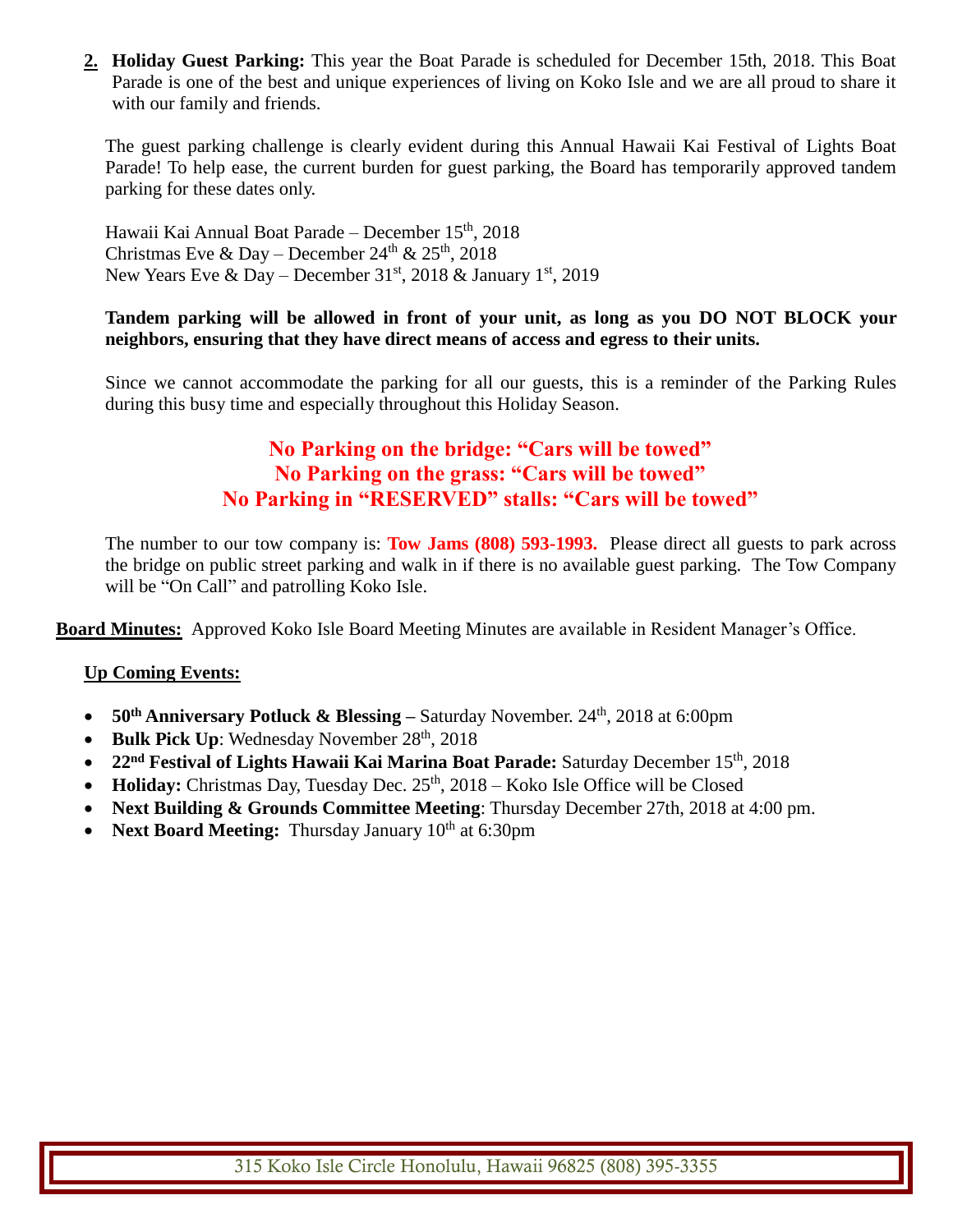**2. Holiday Guest Parking:** This year the Boat Parade is scheduled for December 15th, 2018. This Boat Parade is one of the best and unique experiences of living on Koko Isle and we are all proud to share it with our family and friends.

The guest parking challenge is clearly evident during this Annual Hawaii Kai Festival of Lights Boat Parade! To help ease, the current burden for guest parking, the Board has temporarily approved tandem parking for these dates only.

Hawaii Kai Annual Boat Parade – December 15th, 2018
Christmas Eve & Day – December 24th & 25th, 2018
New Years Eve & Day – December 31st, 2018 & January 1st, 2019

**Tandem parking will be allowed in front of your unit, as long as you DO NOT BLOCK your neighbors, ensuring that they have direct means of access and egress to their units.**

Since we cannot accommodate the parking for all our guests, this is a reminder of the Parking Rules during this busy time and especially throughout this Holiday Season.

**No Parking on the bridge: "Cars will be towed"**
**No Parking on the grass: "Cars will be towed"**
**No Parking in "RESERVED" stalls: "Cars will be towed"**

The number to our tow company is: **Tow Jams (808) 593-1993.** Please direct all guests to park across the bridge on public street parking and walk in if there is no available guest parking. The Tow Company will be "On Call" and patrolling Koko Isle.

**Board Minutes:** Approved Koko Isle Board Meeting Minutes are available in Resident Manager's Office.

**Up Coming Events:**

- **50th Anniversary Potluck & Blessing –** Saturday November. 24th, 2018 at 6:00pm
- **Bulk Pick Up**: Wednesday November 28th, 2018
- **22nd Festival of Lights Hawaii Kai Marina Boat Parade:** Saturday December 15th, 2018
- **Holiday:** Christmas Day, Tuesday Dec. 25th, 2018 – Koko Isle Office will be Closed
- **Next Building & Grounds Committee Meeting**: Thursday December 27th, 2018 at 4:00 pm.
- **Next Board Meeting:** Thursday January 10th at 6:30pm

315 Koko Isle Circle Honolulu, Hawaii 96825 (808) 395-3355